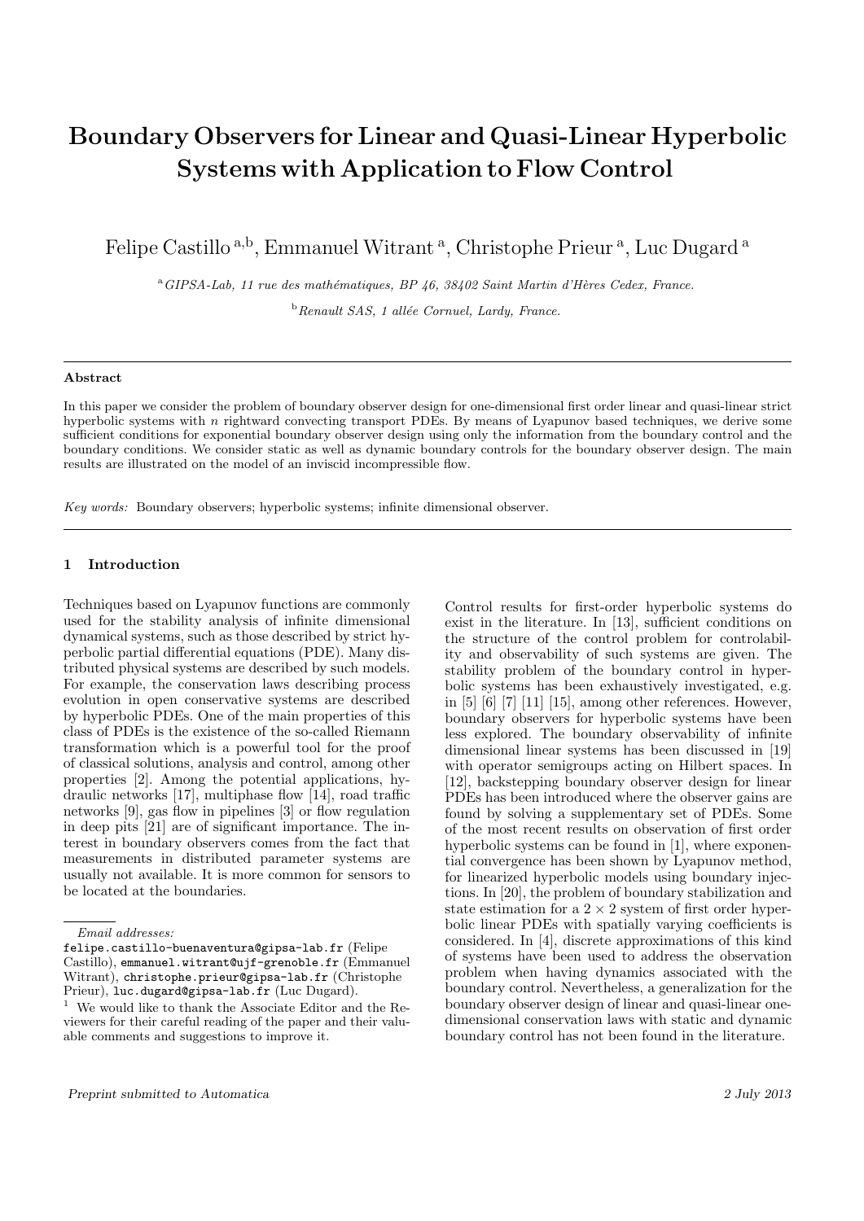# Boundary Observers for Linear and Quasi-Linear Hyperbolic Systems with Application to Flow Control

Felipe Castillo [a,b], Emmanuel Witrant [a], Christophe Prieur [a], Luc Dugard [a]

[a] *GIPSA-Lab, 11 rue des mathématiques, BP 46, 38402 Saint Martin d'Hères Cedex, France.*

[b] *Renault SAS, 1 allée Cornuel, Lardy, France.*

---

**Abstract**

In this paper we consider the problem of boundary observer design for one-dimensional first order linear and quasi-linear strict hyperbolic systems with $n$ rightward convecting transport PDEs. By means of Lyapunov based techniques, we derive some sufficient conditions for exponential boundary observer design using only the information from the boundary control and the boundary conditions. We consider static as well as dynamic boundary controls for the boundary observer design. The main results are illustrated on the model of an inviscid incompressible flow.

*Key words:* Boundary observers; hyperbolic systems; infinite dimensional observer.

---

## 1 Introduction

Techniques based on Lyapunov functions are commonly used for the stability analysis of infinite dimensional dynamical systems, such as those described by strict hyperbolic partial differential equations (PDE). Many distributed physical systems are described by such models. For example, the conservation laws describing process evolution in open conservative systems are described by hyperbolic PDEs. One of the main properties of this class of PDEs is the existence of the so-called Riemann transformation which is a powerful tool for the proof of classical solutions, analysis and control, among other properties [2]. Among the potential applications, hydraulic networks [17], multiphase flow [14], road traffic networks [9], gas flow in pipelines [3] or flow regulation in deep pits [21] are of significant importance. The interest in boundary observers comes from the fact that measurements in distributed parameter systems are usually not available. It is more common for sensors to be located at the boundaries.

Control results for first-order hyperbolic systems do exist in the literature. In [13], sufficient conditions on the structure of the control problem for controlability and observability of such systems are given. The stability problem of the boundary control in hyperbolic systems has been exhaustively investigated, e.g. in [5] [6] [7] [11] [15], among other references. However, boundary observers for hyperbolic systems have been less explored. The boundary observability of infinite dimensional linear systems has been discussed in [19] with operator semigroups acting on Hilbert spaces. In [12], backstepping boundary observer design for linear PDEs has been introduced where the observer gains are found by solving a supplementary set of PDEs. Some of the most recent results on observation of first order hyperbolic systems can be found in [1], where exponential convergence has been shown by Lyapunov method, for linearized hyperbolic models using boundary injections. In [20], the problem of boundary stabilization and state estimation for a $2 \times 2$ system of first order hyperbolic linear PDEs with spatially varying coefficients is considered. In [4], discrete approximations of this kind of systems have been used to address the observation problem when having dynamics associated with the boundary control. Nevertheless, a generalization for the boundary observer design of linear and quasi-linear one-dimensional conservation laws with static and dynamic boundary control has not been found in the literature.

---

*Email addresses:*
felipe.castillo-buenaventura@gipsa-lab.fr (Felipe Castillo), emmanuel.witrant@ujf-grenoble.fr (Emmanuel Witrant), christophe.prieur@gipsa-lab.fr (Christophe Prieur), luc.dugard@gipsa-lab.fr (Luc Dugard).

[1] We would like to thank the Associate Editor and the Reviewers for their careful reading of the paper and their valuable comments and suggestions to improve it.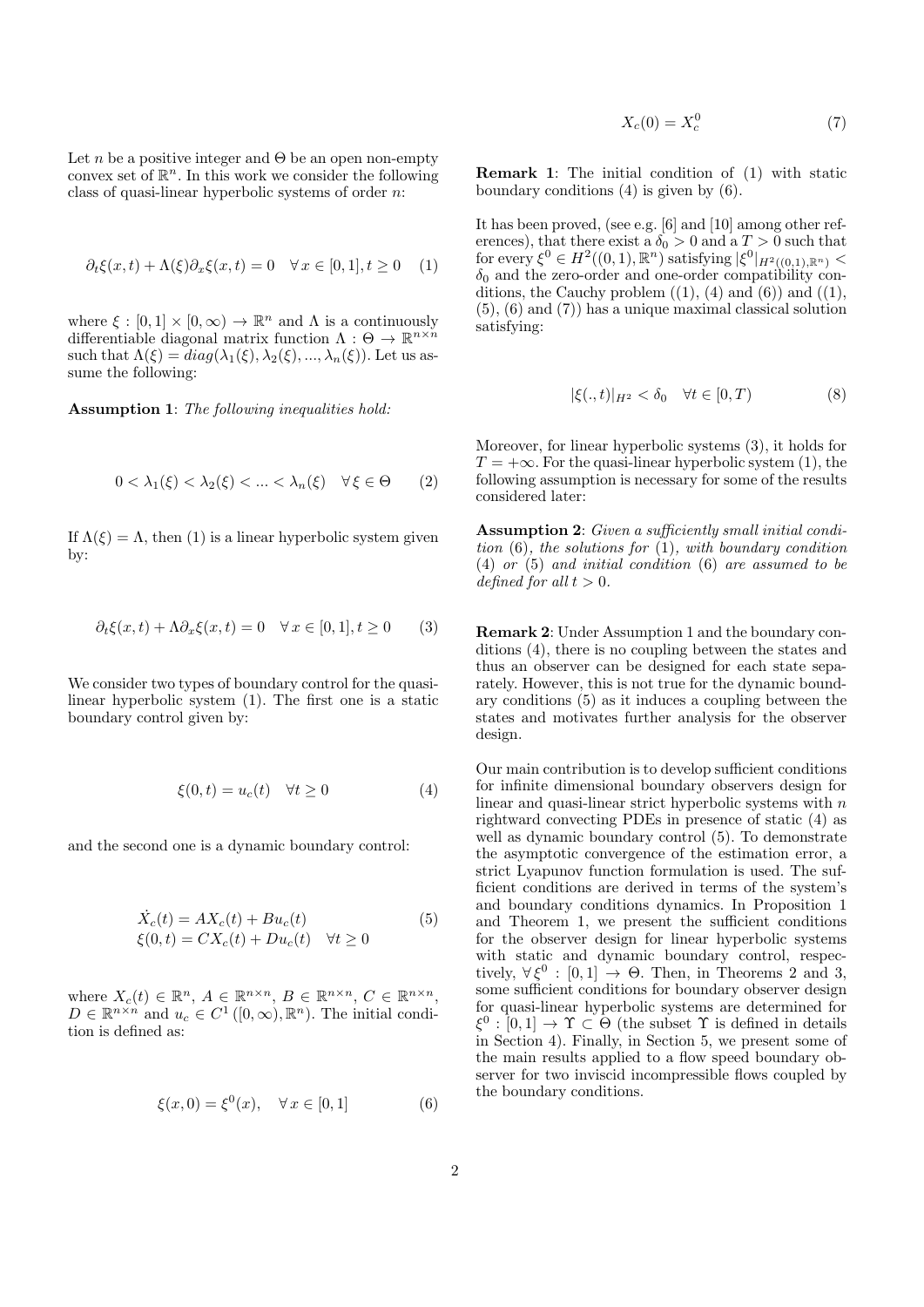Let $n$ be a positive integer and $\Theta$ be an open non-empty convex set of $\mathbb{R}^n$. In this work we consider the following class of quasi-linear hyperbolic systems of order $n$:

$$\partial_t \xi(x,t) + \Lambda(\xi)\partial_x \xi(x,t) = 0 \quad \forall\, x \in [0,1], t \geq 0 \tag{1}$$

where $\xi : [0,1] \times [0,\infty) \to \mathbb{R}^n$ and $\Lambda$ is a continuously differentiable diagonal matrix function $\Lambda : \Theta \to \mathbb{R}^{n\times n}$ such that $\Lambda(\xi) = diag(\lambda_1(\xi), \lambda_2(\xi), ..., \lambda_n(\xi))$. Let us assume the following:

**Assumption 1**: *The following inequalities hold:*

$$0 < \lambda_1(\xi) < \lambda_2(\xi) < ... < \lambda_n(\xi) \quad \forall\, \xi \in \Theta \tag{2}$$

If $\Lambda(\xi) = \Lambda$, then (1) is a linear hyperbolic system given by:

$$\partial_t \xi(x,t) + \Lambda \partial_x \xi(x,t) = 0 \quad \forall\, x \in [0,1], t \geq 0 \tag{3}$$

We consider two types of boundary control for the quasi-linear hyperbolic system (1). The first one is a static boundary control given by:

$$\xi(0,t) = u_c(t) \quad \forall t \geq 0 \tag{4}$$

and the second one is a dynamic boundary control:

$$\begin{aligned} \dot{X}_c(t) &= AX_c(t) + Bu_c(t) \\ \xi(0,t) &= CX_c(t) + Du_c(t) \quad \forall t \geq 0 \end{aligned} \tag{5}$$

where $X_c(t) \in \mathbb{R}^n$, $A \in \mathbb{R}^{n\times n}$, $B \in \mathbb{R}^{n\times n}$, $C \in \mathbb{R}^{n\times n}$, $D \in \mathbb{R}^{n\times n}$ and $u_c \in C^1([0,\infty), \mathbb{R}^n)$. The initial condition is defined as:

$$\xi(x,0) = \xi^0(x), \quad \forall\, x \in [0,1] \tag{6}$$

$$X_c(0) = X_c^0 \tag{7}$$

**Remark 1**: The initial condition of (1) with static boundary conditions (4) is given by (6).

It has been proved, (see e.g. [6] and [10] among other references), that there exist a $\delta_0 > 0$ and a $T > 0$ such that for every $\xi^0 \in H^2((0,1), \mathbb{R}^n)$ satisfying $|\xi^0|_{H^2((0,1),\mathbb{R}^n)} < \delta_0$ and the zero-order and one-order compatibility conditions, the Cauchy problem ((1), (4) and (6)) and ((1), (5), (6) and (7)) has a unique maximal classical solution satisfying:

$$|\xi(.,t)|_{H^2} < \delta_0 \quad \forall t \in [0,T) \tag{8}$$

Moreover, for linear hyperbolic systems (3), it holds for $T = +\infty$. For the quasi-linear hyperbolic system (1), the following assumption is necessary for some of the results considered later:

**Assumption 2**: *Given a sufficiently small initial condition* (6)*, the solutions for* (1)*, with boundary condition* (4) *or* (5) *and initial condition* (6) *are assumed to be defined for all* $t > 0$.

**Remark 2**: Under Assumption 1 and the boundary conditions (4), there is no coupling between the states and thus an observer can be designed for each state separately. However, this is not true for the dynamic boundary conditions (5) as it induces a coupling between the states and motivates further analysis for the observer design.

Our main contribution is to develop sufficient conditions for infinite dimensional boundary observers design for linear and quasi-linear strict hyperbolic systems with $n$ rightward convecting PDEs in presence of static (4) as well as dynamic boundary control (5). To demonstrate the asymptotic convergence of the estimation error, a strict Lyapunov function formulation is used. The sufficient conditions are derived in terms of the system's and boundary conditions dynamics. In Proposition 1 and Theorem 1, we present the sufficient conditions for the observer design for linear hyperbolic systems with static and dynamic boundary control, respectively, $\forall\, \xi^0 : [0,1] \to \Theta$. Then, in Theorems 2 and 3, some sufficient conditions for boundary observer design for quasi-linear hyperbolic systems are determined for $\xi^0 : [0,1] \to \Upsilon \subset \Theta$ (the subset $\Upsilon$ is defined in details in Section 4). Finally, in Section 5, we present some of the main results applied to a flow speed boundary observer for two inviscid incompressible flows coupled by the boundary conditions.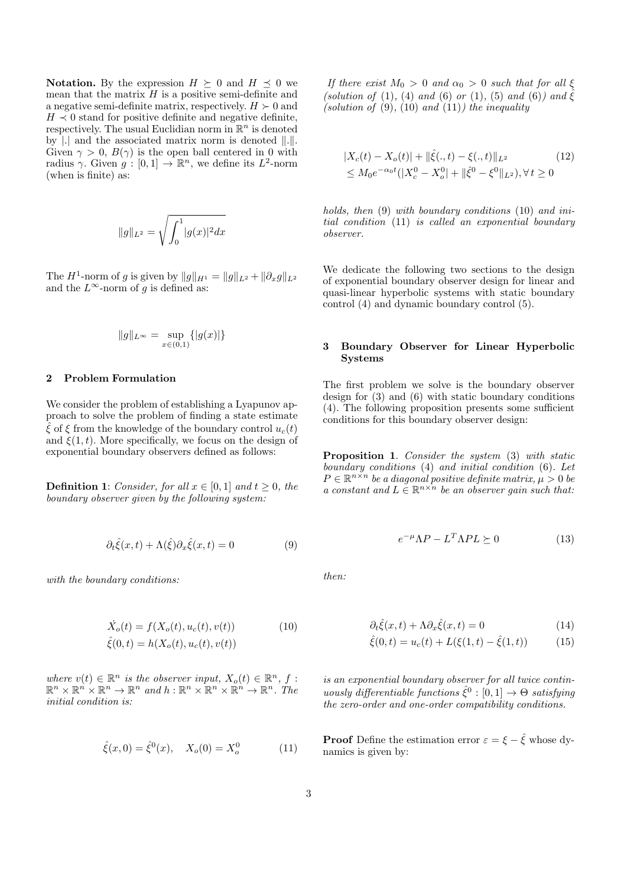**Notation.** By the expression $H \succeq 0$ and $H \preceq 0$ we mean that the matrix $H$ is a positive semi-definite and a negative semi-definite matrix, respectively. $H \succ 0$ and $H \prec 0$ stand for positive definite and negative definite, respectively. The usual Euclidian norm in $\mathbb{R}^n$ is denoted by $|.|$ and the associated matrix norm is denoted $\|.\|$. Given $\gamma > 0$, $B(\gamma)$ is the open ball centered in 0 with radius $\gamma$. Given $g : [0,1] \to \mathbb{R}^n$, we define its $L^2$-norm (when is finite) as:

$$\|g\|_{L^2} = \sqrt{\int_0^1 |g(x)|^2 dx}$$

The $H^1$-norm of $g$ is given by $\|g\|_{H^1} = \|g\|_{L^2} + \|\partial_x g\|_{L^2}$ and the $L^\infty$-norm of $g$ is defined as:

$$\|g\|_{L^\infty} = \sup_{x \in (0,1)} \{|g(x)|\}$$

## 2 Problem Formulation

We consider the problem of establishing a Lyapunov approach to solve the problem of finding a state estimate $\hat{\xi}$ of $\xi$ from the knowledge of the boundary control $u_c(t)$ and $\xi(1,t)$. More specifically, we focus on the design of exponential boundary observers defined as follows:

**Definition 1**: *Consider, for all $x \in [0,1]$ and $t \geq 0$, the boundary observer given by the following system:*

$$\partial_t \hat{\xi}(x,t) + \Lambda(\hat{\xi}) \partial_x \hat{\xi}(x,t) = 0 \tag{9}$$

*with the boundary conditions:*

$$\begin{aligned} \dot{X}_o(t) &= f(X_o(t), u_c(t), v(t)) \\ \hat{\xi}(0,t) &= h(X_o(t), u_c(t), v(t)) \end{aligned} \tag{10}$$

*where $v(t) \in \mathbb{R}^n$ is the observer input, $X_o(t) \in \mathbb{R}^n$, $f : \mathbb{R}^n \times \mathbb{R}^n \times \mathbb{R}^n \to \mathbb{R}^n$ and $h : \mathbb{R}^n \times \mathbb{R}^n \times \mathbb{R}^n \to \mathbb{R}^n$. The initial condition is:*

$$\hat{\xi}(x,0) = \hat{\xi}^0(x), \quad X_o(0) = X_o^0 \tag{11}$$

*If there exist $M_0 > 0$ and $\alpha_0 > 0$ such that for all $\xi$ (solution of (1), (4) and (6) or (1), (5) and (6)) and $\hat{\xi}$ (solution of (9), (10) and (11)) the inequality*

$$\begin{aligned} &|X_c(t) - X_o(t)| + \|\hat{\xi}(.,t) - \xi(.,t)\|_{L^2} \\ &\leq M_0 e^{-\alpha_0 t} (|X_c^0 - X_o^0| + \|\hat{\xi}^0 - \xi^0\|_{L^2}), \forall\, t \geq 0 \end{aligned} \tag{12}$$

*holds, then (9) with boundary conditions (10) and initial condition (11) is called an exponential boundary observer.*

We dedicate the following two sections to the design of exponential boundary observer design for linear and quasi-linear hyperbolic systems with static boundary control (4) and dynamic boundary control (5).

## 3 Boundary Observer for Linear Hyperbolic Systems

The first problem we solve is the boundary observer design for (3) and (6) with static boundary conditions (4). The following proposition presents some sufficient conditions for this boundary observer design:

**Proposition 1**. *Consider the system (3) with static boundary conditions (4) and initial condition (6). Let $P \in \mathbb{R}^{n \times n}$ be a diagonal positive definite matrix, $\mu > 0$ be a constant and $L \in \mathbb{R}^{n \times n}$ be an observer gain such that:*

$$e^{-\mu} \Lambda P - L^T \Lambda P L \succeq 0 \tag{13}$$

*then:*

$$\partial_t \hat{\xi}(x,t) + \Lambda \partial_x \hat{\xi}(x,t) = 0 \tag{14}$$

$$\hat{\xi}(0,t) = u_c(t) + L(\xi(1,t) - \hat{\xi}(1,t)) \tag{15}$$

*is an exponential boundary observer for all twice continuously differentiable functions $\hat{\xi}^0 : [0,1] \to \Theta$ satisfying the zero-order and one-order compatibility conditions.*

**Proof** Define the estimation error $\varepsilon = \xi - \hat{\xi}$ whose dynamics is given by: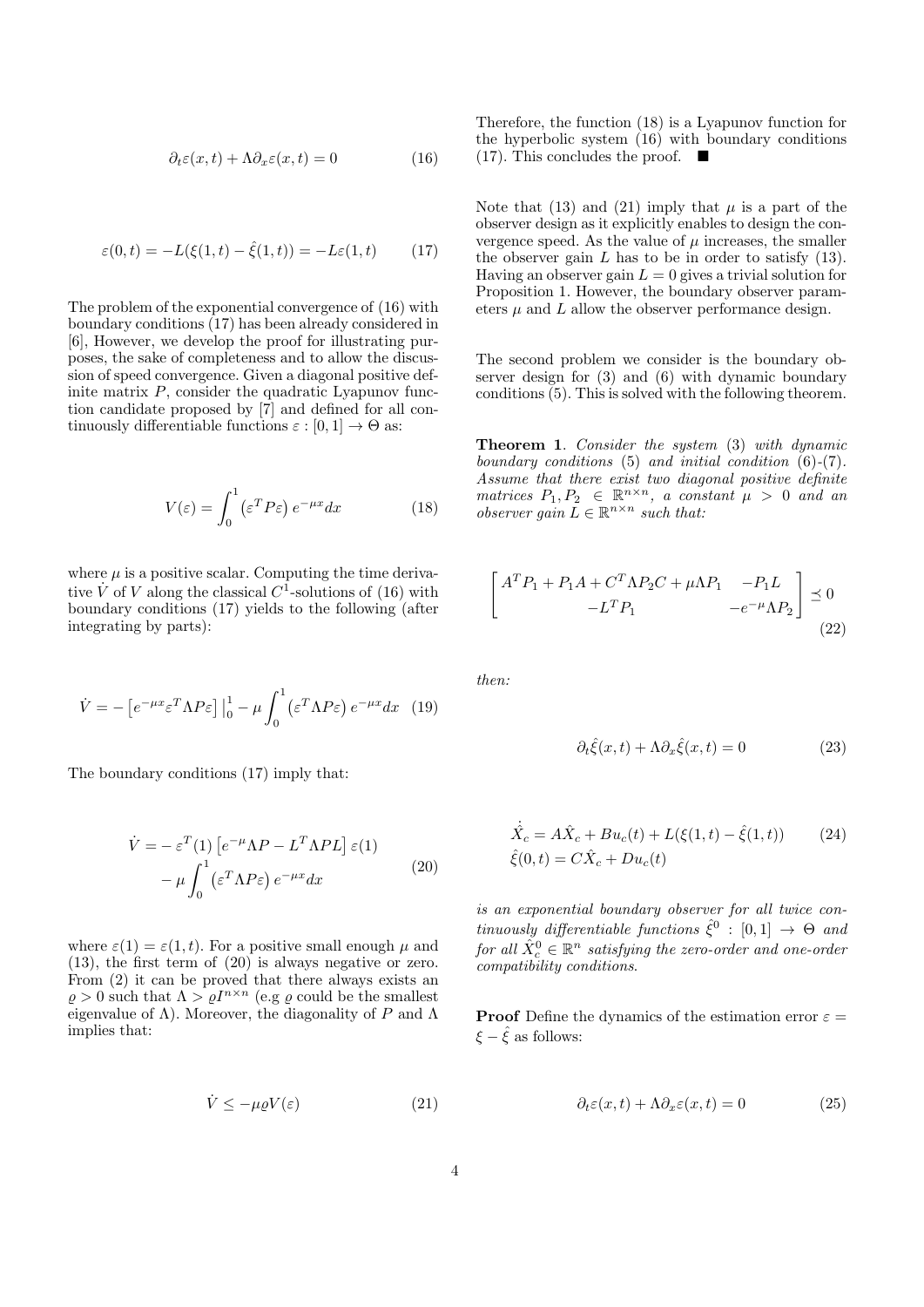$$\partial_t \varepsilon(x,t) + \Lambda \partial_x \varepsilon(x,t) = 0 \tag{16}$$

$$\varepsilon(0,t) = -L(\xi(1,t) - \hat{\xi}(1,t)) = -L\varepsilon(1,t) \tag{17}$$

The problem of the exponential convergence of (16) with boundary conditions (17) has been already considered in [6], However, we develop the proof for illustrating purposes, the sake of completeness and to allow the discussion of speed convergence. Given a diagonal positive definite matrix $P$, consider the quadratic Lyapunov function candidate proposed by [7] and defined for all continuously differentiable functions $\varepsilon : [0,1] \to \Theta$ as:

$$V(\varepsilon) = \int_0^1 \left(\varepsilon^T P \varepsilon\right) e^{-\mu x} dx \tag{18}$$

where $\mu$ is a positive scalar. Computing the time derivative $\dot{V}$ of $V$ along the classical $C^1$-solutions of (16) with boundary conditions (17) yields to the following (after integrating by parts):

$$\dot{V} = -\left[e^{-\mu x} \varepsilon^T \Lambda P \varepsilon\right]\Big|_0^1 - \mu \int_0^1 \left(\varepsilon^T \Lambda P \varepsilon\right) e^{-\mu x} dx \tag{19}$$

The boundary conditions (17) imply that:

$$\begin{aligned} \dot{V} = &- \varepsilon^T(1)\left[e^{-\mu} \Lambda P - L^T \Lambda P L\right] \varepsilon(1) \\ &- \mu \int_0^1 \left(\varepsilon^T \Lambda P \varepsilon\right) e^{-\mu x} dx \end{aligned} \tag{20}$$

where $\varepsilon(1) = \varepsilon(1,t)$. For a positive small enough $\mu$ and (13), the first term of (20) is always negative or zero. From (2) it can be proved that there always exists an $\varrho > 0$ such that $\Lambda > \varrho I^{n \times n}$ (e.g $\varrho$ could be the smallest eigenvalue of $\Lambda$). Moreover, the diagonality of $P$ and $\Lambda$ implies that:

$$\dot{V} \leq -\mu \varrho V(\varepsilon) \tag{21}$$

Therefore, the function (18) is a Lyapunov function for the hyperbolic system (16) with boundary conditions (17). This concludes the proof. ■

Note that (13) and (21) imply that $\mu$ is a part of the observer design as it explicitly enables to design the convergence speed. As the value of $\mu$ increases, the smaller the observer gain $L$ has to be in order to satisfy (13). Having an observer gain $L = 0$ gives a trivial solution for Proposition 1. However, the boundary observer parameters $\mu$ and $L$ allow the observer performance design.

The second problem we consider is the boundary observer design for (3) and (6) with dynamic boundary conditions (5). This is solved with the following theorem.

**Theorem 1**. *Consider the system* (3) *with dynamic boundary conditions* (5) *and initial condition* (6)-(7). *Assume that there exist two diagonal positive definite matrices $P_1, P_2 \in \mathbb{R}^{n \times n}$, a constant $\mu > 0$ and an observer gain $L \in \mathbb{R}^{n \times n}$ such that:*

$$\begin{bmatrix} A^T P_1 + P_1 A + C^T \Lambda P_2 C + \mu \Lambda P_1 & -P_1 L \\ -L^T P_1 & -e^{-\mu} \Lambda P_2 \end{bmatrix} \preceq 0 \tag{22}$$

*then:*

$$\partial_t \hat{\xi}(x,t) + \Lambda \partial_x \hat{\xi}(x,t) = 0 \tag{23}$$

$$\begin{aligned} \dot{\hat{X}}_c &= A\hat{X}_c + Bu_c(t) + L(\xi(1,t) - \hat{\xi}(1,t)) \\ \hat{\xi}(0,t) &= C\hat{X}_c + Du_c(t) \end{aligned} \tag{24}$$

*is an exponential boundary observer for all twice continuously differentiable functions $\hat{\xi}^0 : [0,1] \to \Theta$ and for all $\hat{X}_c^0 \in \mathbb{R}^n$ satisfying the zero-order and one-order compatibility conditions.*

**Proof** Define the dynamics of the estimation error $\varepsilon = \xi - \hat{\xi}$ as follows:

$$\partial_t \varepsilon(x,t) + \Lambda \partial_x \varepsilon(x,t) = 0 \tag{25}$$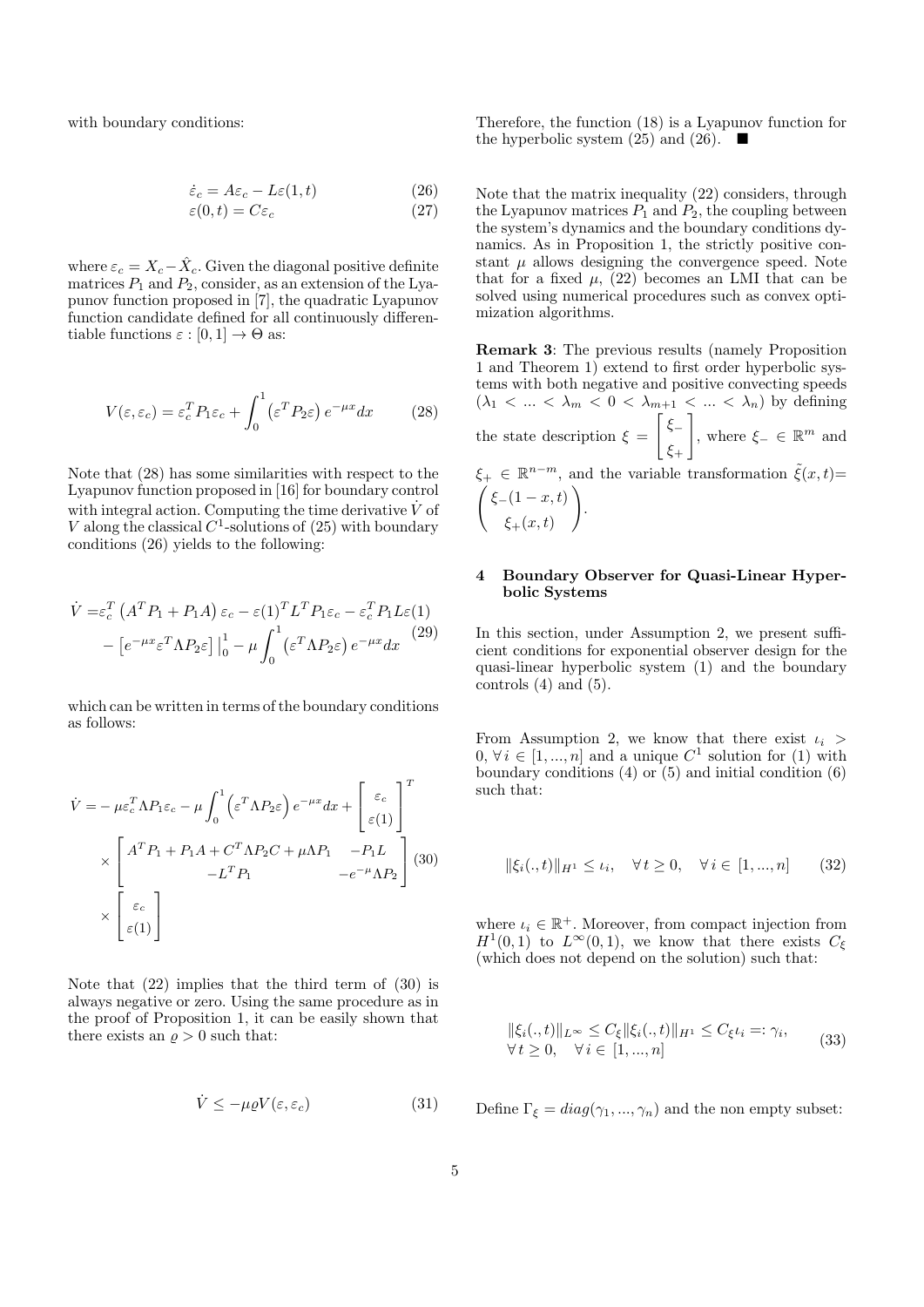with boundary conditions:

$$\dot{\varepsilon}_c = A\varepsilon_c - L\varepsilon(1,t) \tag{26}$$
$$\varepsilon(0,t) = C\varepsilon_c \tag{27}$$

where $\varepsilon_c = X_c - \hat{X}_c$. Given the diagonal positive definite matrices $P_1$ and $P_2$, consider, as an extension of the Lyapunov function proposed in [7], the quadratic Lyapunov function candidate defined for all continuously differentiable functions $\varepsilon : [0,1] \to \Theta$ as:

$$V(\varepsilon, \varepsilon_c) = \varepsilon_c^T P_1 \varepsilon_c + \int_0^1 \left(\varepsilon^T P_2 \varepsilon\right) e^{-\mu x} dx \tag{28}$$

Note that (28) has some similarities with respect to the Lyapunov function proposed in [16] for boundary control with integral action. Computing the time derivative $\dot{V}$ of $V$ along the classical $C^1$-solutions of (25) with boundary conditions (26) yields to the following:

$$\begin{aligned}\dot{V} =& \varepsilon_c^T \left(A^T P_1 + P_1 A\right) \varepsilon_c - \varepsilon(1)^T L^T P_1 \varepsilon_c - \varepsilon_c^T P_1 L \varepsilon(1) \\ &- \left[e^{-\mu x} \varepsilon^T \Lambda P_2 \varepsilon\right] \big|_0^1 - \mu \int_0^1 \left(\varepsilon^T \Lambda P_2 \varepsilon\right) e^{-\mu x} dx\end{aligned} \tag{29}$$

which can be written in terms of the boundary conditions as follows:

$$\begin{aligned}\dot{V} =& -\mu \varepsilon_c^T \Lambda P_1 \varepsilon_c - \mu \int_0^1 \left(\varepsilon^T \Lambda P_2 \varepsilon\right) e^{-\mu x} dx + \begin{bmatrix} \varepsilon_c \\ \varepsilon(1) \end{bmatrix}^T \\ &\times \begin{bmatrix} A^T P_1 + P_1 A + C^T \Lambda P_2 C + \mu \Lambda P_1 & -P_1 L \\ -L^T P_1 & -e^{-\mu} \Lambda P_2 \end{bmatrix} \\ &\times \begin{bmatrix} \varepsilon_c \\ \varepsilon(1) \end{bmatrix}\end{aligned} \tag{30}$$

Note that (22) implies that the third term of (30) is always negative or zero. Using the same procedure as in the proof of Proposition 1, it can be easily shown that there exists an $\varrho > 0$ such that:

$$\dot{V} \leq -\mu \varrho V(\varepsilon, \varepsilon_c) \tag{31}$$

Therefore, the function (18) is a Lyapunov function for the hyperbolic system (25) and (26). ■

Note that the matrix inequality (22) considers, through the Lyapunov matrices $P_1$ and $P_2$, the coupling between the system's dynamics and the boundary conditions dynamics. As in Proposition 1, the strictly positive constant $\mu$ allows designing the convergence speed. Note that for a fixed $\mu$, (22) becomes an LMI that can be solved using numerical procedures such as convex optimization algorithms.

**Remark 3**: The previous results (namely Proposition 1 and Theorem 1) extend to first order hyperbolic systems with both negative and positive convecting speeds ($\lambda_1 < ... < \lambda_m < 0 < \lambda_{m+1} < ... < \lambda_n$) by defining the state description $\xi = \begin{bmatrix} \xi_- \\ \xi_+ \end{bmatrix}$, where $\xi_- \in \mathbb{R}^m$ and $\xi_+ \in \mathbb{R}^{n-m}$, and the variable transformation $\tilde{\xi}(x,t) = \begin{pmatrix} \xi_-(1-x,t) \\ \xi_+(x,t) \end{pmatrix}$.

## 4 Boundary Observer for Quasi-Linear Hyperbolic Systems

In this section, under Assumption 2, we present sufficient conditions for exponential observer design for the quasi-linear hyperbolic system (1) and the boundary controls (4) and (5).

From Assumption 2, we know that there exist $\iota_i > 0, \forall i \in [1, ..., n]$ and a unique $C^1$ solution for (1) with boundary conditions (4) or (5) and initial condition (6) such that:

$$\|\xi_i(.,t)\|_{H^1} \leq \iota_i, \quad \forall t \geq 0, \quad \forall i \in [1, ..., n] \tag{32}$$

where $\iota_i \in \mathbb{R}^+$. Moreover, from compact injection from $H^1(0,1)$ to $L^\infty(0,1)$, we know that there exists $C_\xi$ (which does not depend on the solution) such that:

$$\begin{aligned}&\|\xi_i(.,t)\|_{L^\infty} \leq C_\xi \|\xi_i(.,t)\|_{H^1} \leq C_\xi \iota_i =: \gamma_i, \\ &\forall t \geq 0, \quad \forall i \in [1, ..., n]\end{aligned} \tag{33}$$

Define $\Gamma_\xi = diag(\gamma_1, ..., \gamma_n)$ and the non empty subset: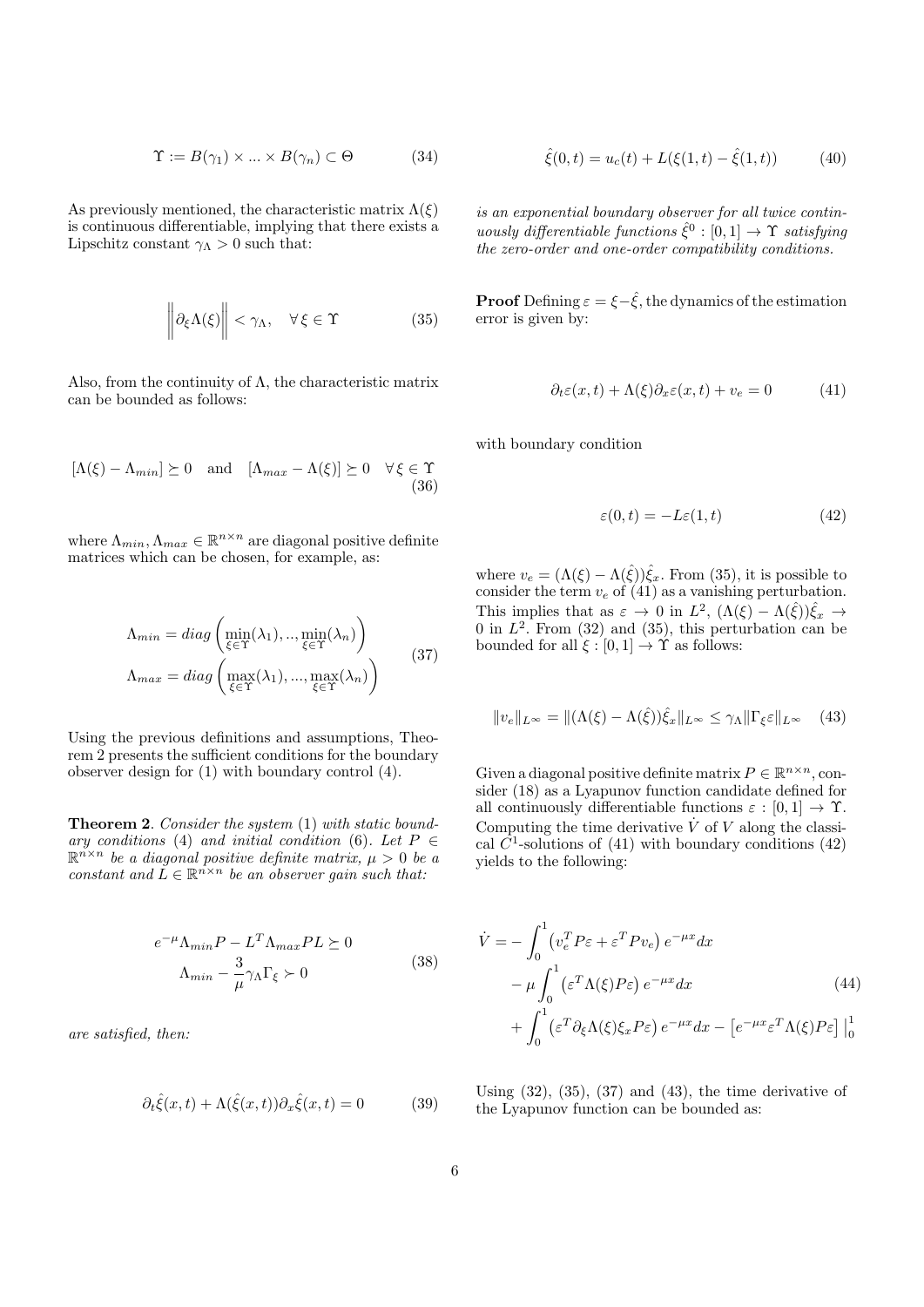$$\Upsilon := B(\gamma_1) \times ... \times B(\gamma_n) \subset \Theta \tag{34}$$

As previously mentioned, the characteristic matrix $\Lambda(\xi)$ is continuous differentiable, implying that there exists a Lipschitz constant $\gamma_\Lambda > 0$ such that:

$$\left\| \partial_\xi \Lambda(\xi) \right\| < \gamma_\Lambda, \quad \forall\, \xi \in \Upsilon \tag{35}$$

Also, from the continuity of $\Lambda$, the characteristic matrix can be bounded as follows:

$$[\Lambda(\xi) - \Lambda_{min}] \succeq 0 \quad \text{and} \quad [\Lambda_{max} - \Lambda(\xi)] \succeq 0 \quad \forall\, \xi \in \Upsilon \tag{36}$$

where $\Lambda_{min}, \Lambda_{max} \in \mathbb{R}^{n\times n}$ are diagonal positive definite matrices which can be chosen, for example, as:

$$\begin{aligned} \Lambda_{min} &= diag\left(\min_{\xi\in\Upsilon}(\lambda_1), .., \min_{\xi\in\Upsilon}(\lambda_n)\right) \\ \Lambda_{max} &= diag\left(\max_{\xi\in\Upsilon}(\lambda_1), ..., \max_{\xi\in\Upsilon}(\lambda_n)\right) \end{aligned} \tag{37}$$

Using the previous definitions and assumptions, Theorem 2 presents the sufficient conditions for the boundary observer design for (1) with boundary control (4).

**Theorem 2**. *Consider the system* (1) *with static boundary conditions* (4) *and initial condition* (6). *Let $P \in \mathbb{R}^{n\times n}$ be a diagonal positive definite matrix, $\mu > 0$ be a constant and $L \in \mathbb{R}^{n\times n}$ be an observer gain such that:*

$$\begin{aligned} e^{-\mu}\Lambda_{min}P - L^T\Lambda_{max}PL &\succeq 0 \\ \Lambda_{min} - \frac{3}{\mu}\gamma_\Lambda \Gamma_\xi &\succ 0 \end{aligned} \tag{38}$$

*are satisfied, then:*

$$\partial_t \hat{\xi}(x,t) + \Lambda(\hat{\xi}(x,t))\partial_x \hat{\xi}(x,t) = 0 \tag{39}$$

$$\hat{\xi}(0,t) = u_c(t) + L(\xi(1,t) - \hat{\xi}(1,t)) \tag{40}$$

*is an exponential boundary observer for all twice continuously differentiable functions $\hat{\xi}^0 : [0,1] \to \Upsilon$ satisfying the zero-order and one-order compatibility conditions.*

**Proof** Defining $\varepsilon = \xi - \hat{\xi}$, the dynamics of the estimation error is given by:

$$\partial_t \varepsilon(x,t) + \Lambda(\xi)\partial_x \varepsilon(x,t) + v_e = 0 \tag{41}$$

with boundary condition

$$\varepsilon(0,t) = -L\varepsilon(1,t) \tag{42}$$

where $v_e = (\Lambda(\xi) - \Lambda(\hat{\xi}))\hat{\xi}_x$. From (35), it is possible to consider the term $v_e$ of (41) as a vanishing perturbation. This implies that as $\varepsilon \to 0$ in $L^2$, $(\Lambda(\xi) - \Lambda(\hat{\xi}))\hat{\xi}_x \to 0$ in $L^2$. From (32) and (35), this perturbation can be bounded for all $\xi : [0,1] \to \Upsilon$ as follows:

$$\|v_e\|_{L^\infty} = \|(\Lambda(\xi) - \Lambda(\hat{\xi}))\hat{\xi}_x\|_{L^\infty} \leq \gamma_\Lambda \|\Gamma_\xi \varepsilon\|_{L^\infty} \tag{43}$$

Given a diagonal positive definite matrix $P \in \mathbb{R}^{n\times n}$, consider (18) as a Lyapunov function candidate defined for all continuously differentiable functions $\varepsilon : [0,1] \to \Upsilon$. Computing the time derivative $\dot{V}$ of $V$ along the classical $C^1$-solutions of (41) with boundary conditions (42) yields to the following:

$$\begin{aligned} \dot{V} = &- \int_0^1 \left(v_e^T P\varepsilon + \varepsilon^T P v_e\right) e^{-\mu x} dx \\ &- \mu \int_0^1 \left(\varepsilon^T \Lambda(\xi) P \varepsilon\right) e^{-\mu x} dx \\ &+ \int_0^1 \left(\varepsilon^T \partial_\xi \Lambda(\xi)\xi_x P\varepsilon\right) e^{-\mu x} dx - \left[e^{-\mu x}\varepsilon^T \Lambda(\xi) P \varepsilon\right]\Big|_0^1 \end{aligned} \tag{44}$$

Using (32), (35), (37) and (43), the time derivative of the Lyapunov function can be bounded as: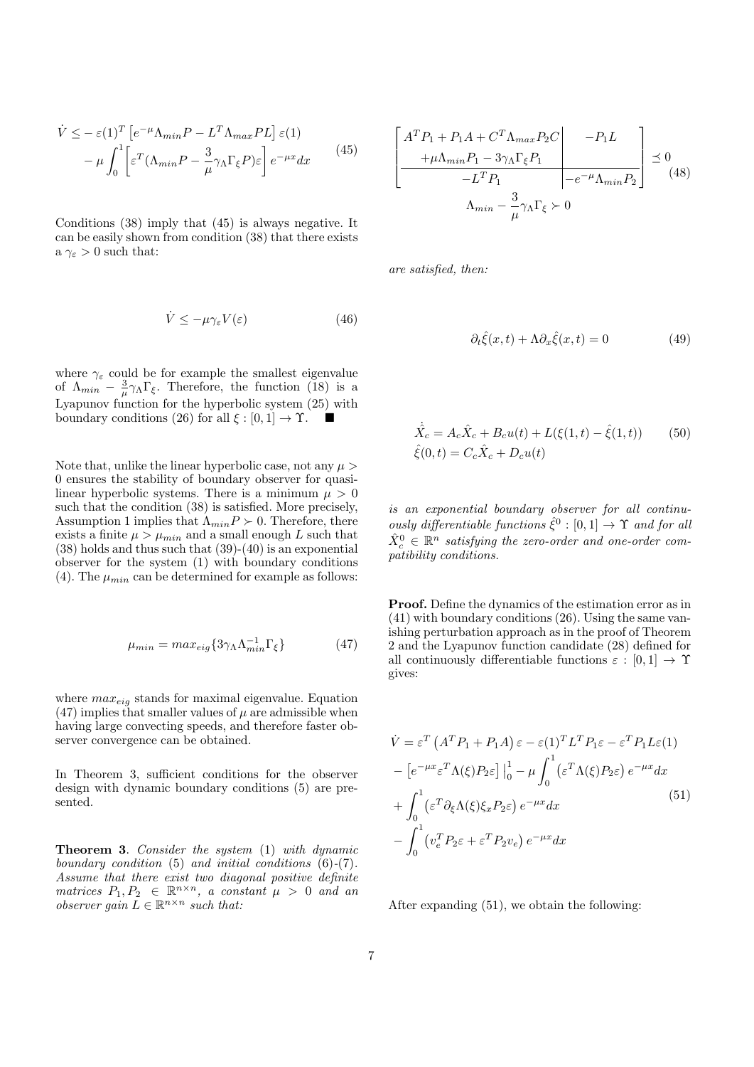$$
\begin{aligned}
\dot{V} \leq & -\varepsilon(1)^T \left[ e^{-\mu} \Lambda_{min} P - L^T \Lambda_{max} P L \right] \varepsilon(1) \\
& - \mu \int_0^1 \left[ \varepsilon^T (\Lambda_{min} P - \frac{3}{\mu} \gamma_\Lambda \Gamma_\xi P) \varepsilon \right] e^{-\mu x} dx
\end{aligned} \tag{45}
$$

Conditions (38) imply that (45) is always negative. It can be easily shown from condition (38) that there exists a $\gamma_\varepsilon > 0$ such that:

$$
\dot{V} \leq -\mu \gamma_\varepsilon V(\varepsilon) \tag{46}
$$

where $\gamma_\varepsilon$ could be for example the smallest eigenvalue of $\Lambda_{min} - \frac{3}{\mu}\gamma_\Lambda \Gamma_\xi$. Therefore, the function (18) is a Lyapunov function for the hyperbolic system (25) with boundary conditions (26) for all $\xi : [0,1] \to \Upsilon$. ■

Note that, unlike the linear hyperbolic case, not any $\mu > 0$ ensures the stability of boundary observer for quasi-linear hyperbolic systems. There is a minimum $\mu > 0$ such that the condition (38) is satisfied. More precisely, Assumption 1 implies that $\Lambda_{min} P \succ 0$. Therefore, there exists a finite $\mu > \mu_{min}$ and a small enough $L$ such that (38) holds and thus such that (39)-(40) is an exponential observer for the system (1) with boundary conditions (4). The $\mu_{min}$ can be determined for example as follows:

$$
\mu_{min} = max_{eig}\{3\gamma_\Lambda \Lambda_{min}^{-1} \Gamma_\xi\} \tag{47}
$$

where $max_{eig}$ stands for maximal eigenvalue. Equation (47) implies that smaller values of $\mu$ are admissible when having large convecting speeds, and therefore faster observer convergence can be obtained.

In Theorem 3, sufficient conditions for the observer design with dynamic boundary conditions (5) are presented.

**Theorem 3**. *Consider the system* (1) *with dynamic boundary condition* (5) *and initial conditions* (6)-(7). *Assume that there exist two diagonal positive definite matrices* $P_1, P_2 \in \mathbb{R}^{n \times n}$, *a constant* $\mu > 0$ *and an observer gain* $L \in \mathbb{R}^{n \times n}$ *such that:*

$$
\begin{gathered}
\left[ \begin{array}{c|c}
A^T P_1 + P_1 A + C^T \Lambda_{max} P_2 C & -P_1 L \\
+\mu \Lambda_{min} P_1 - 3\gamma_\Lambda \Gamma_\xi P_1 & \\
\hline
-L^T P_1 & -e^{-\mu} \Lambda_{min} P_2
\end{array} \right] \preceq 0 \\
\Lambda_{min} - \frac{3}{\mu}\gamma_\Lambda \Gamma_\xi \succ 0
\end{gathered} \tag{48}
$$

*are satisfied, then:*

$$
\partial_t \hat{\xi}(x,t) + \Lambda \partial_x \hat{\xi}(x,t) = 0 \tag{49}
$$

$$
\begin{aligned}
&\dot{\hat{X}}_c = A_c \hat{X}_c + B_c u(t) + L(\xi(1,t) - \hat{\xi}(1,t)) \\
&\hat{\xi}(0,t) = C_c \hat{X}_c + D_c u(t)
\end{aligned} \tag{50}
$$

*is an exponential boundary observer for all continuously differentiable functions* $\hat{\xi}^0 : [0,1] \to \Upsilon$ *and for all* $\hat{X}_c^0 \in \mathbb{R}^n$ *satisfying the zero-order and one-order compatibility conditions.*

**Proof.** Define the dynamics of the estimation error as in (41) with boundary conditions (26). Using the same vanishing perturbation approach as in the proof of Theorem 2 and the Lyapunov function candidate (28) defined for all continuously differentiable functions $\varepsilon : [0,1] \to \Upsilon$ gives:

$$
\begin{aligned}
\dot{V} =& \, \varepsilon^T \left( A^T P_1 + P_1 A \right) \varepsilon - \varepsilon(1)^T L^T P_1 \varepsilon - \varepsilon^T P_1 L \varepsilon(1) \\
& - \left[ e^{-\mu x} \varepsilon^T \Lambda(\xi) P_2 \varepsilon \right] \Big|_0^1 - \mu \int_0^1 \left( \varepsilon^T \Lambda(\xi) P_2 \varepsilon \right) e^{-\mu x} dx \\
& + \int_0^1 \left( \varepsilon^T \partial_\xi \Lambda(\xi) \xi_x P_2 \varepsilon \right) e^{-\mu x} dx \\
& - \int_0^1 \left( v_e^T P_2 \varepsilon + \varepsilon^T P_2 v_e \right) e^{-\mu x} dx
\end{aligned} \tag{51}
$$

After expanding (51), we obtain the following: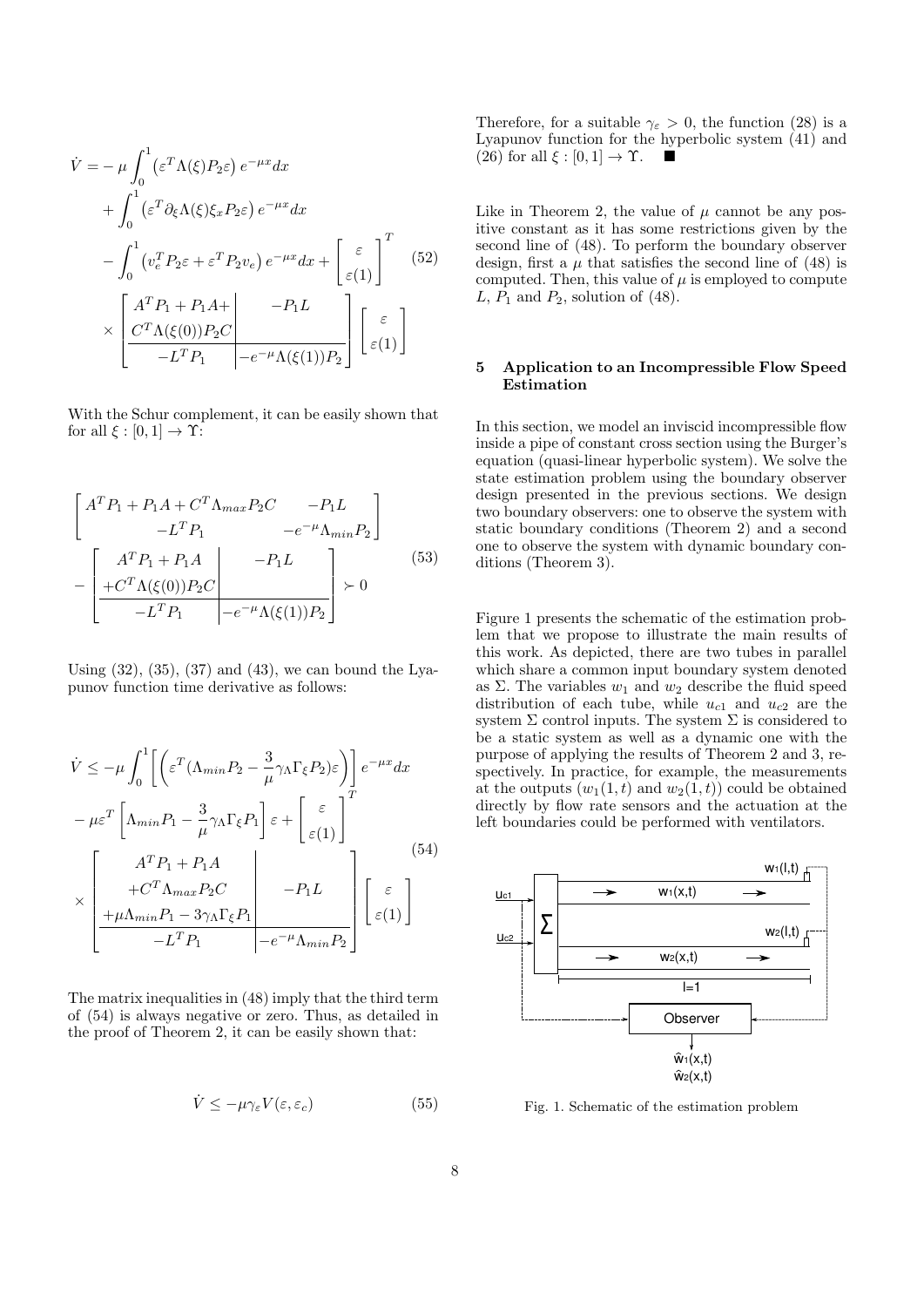$$
\begin{aligned}
\dot{V} =& -\mu \int_0^1 \left(\varepsilon^T \Lambda(\xi) P_2 \varepsilon\right) e^{-\mu x} dx \\
&+ \int_0^1 \left(\varepsilon^T \partial_\xi \Lambda(\xi) \xi_x P_2 \varepsilon\right) e^{-\mu x} dx \\
&- \int_0^1 \left(v_e^T P_2 \varepsilon + \varepsilon^T P_2 v_e\right) e^{-\mu x} dx + \begin{bmatrix} \varepsilon \\ \varepsilon(1) \end{bmatrix}^T \\
&\times \left[\begin{array}{c|c} A^T P_1 + P_1 A + & -P_1 L \\ C^T \Lambda(\xi(0)) P_2 C & \\ \hline -L^T P_1 & -e^{-\mu} \Lambda(\xi(1)) P_2 \end{array}\right] \begin{bmatrix} \varepsilon \\ \varepsilon(1) \end{bmatrix}
\end{aligned} \tag{52}
$$

With the Schur complement, it can be easily shown that for all $\xi : [0,1] \to \Upsilon$:

$$
\begin{aligned}
&\begin{bmatrix} A^T P_1 + P_1 A + C^T \Lambda_{max} P_2 C & -P_1 L \\ -L^T P_1 & -e^{-\mu} \Lambda_{min} P_2 \end{bmatrix} \\
&- \left[\begin{array}{c|c} A^T P_1 + P_1 A & -P_1 L \\ +C^T \Lambda(\xi(0)) P_2 C & \\ \hline -L^T P_1 & -e^{-\mu} \Lambda(\xi(1)) P_2 \end{array}\right] \succ 0
\end{aligned} \tag{53}
$$

Using (32), (35), (37) and (43), we can bound the Lyapunov function time derivative as follows:

$$
\begin{aligned}
\dot{V} \leq& -\mu \int_0^1 \left[ \left( \varepsilon^T (\Lambda_{min} P_2 - \frac{3}{\mu} \gamma_\Lambda \Gamma_\xi P_2) \varepsilon \right) \right] e^{-\mu x} dx \\
&- \mu \varepsilon^T \left[ \Lambda_{min} P_1 - \frac{3}{\mu} \gamma_\Lambda \Gamma_\xi P_1 \right] \varepsilon + \begin{bmatrix} \varepsilon \\ \varepsilon(1) \end{bmatrix}^T \\
&\times \left[\begin{array}{c|c} A^T P_1 + P_1 A & \\ +C^T \Lambda_{max} P_2 C & -P_1 L \\ +\mu \Lambda_{min} P_1 - 3\gamma_\Lambda \Gamma_\xi P_1 & \\ \hline -L^T P_1 & -e^{-\mu} \Lambda_{min} P_2 \end{array}\right] \begin{bmatrix} \varepsilon \\ \varepsilon(1) \end{bmatrix}
\end{aligned} \tag{54}
$$

The matrix inequalities in (48) imply that the third term of (54) is always negative or zero. Thus, as detailed in the proof of Theorem 2, it can be easily shown that:

$$
\dot{V} \leq -\mu \gamma_\varepsilon V(\varepsilon, \varepsilon_c) \tag{55}
$$

Therefore, for a suitable $\gamma_\varepsilon > 0$, the function (28) is a Lyapunov function for the hyperbolic system (41) and (26) for all $\xi : [0,1] \to \Upsilon$. ■

Like in Theorem 2, the value of $\mu$ cannot be any positive constant as it has some restrictions given by the second line of (48). To perform the boundary observer design, first a $\mu$ that satisfies the second line of (48) is computed. Then, this value of $\mu$ is employed to compute $L$, $P_1$ and $P_2$, solution of (48).

## 5 Application to an Incompressible Flow Speed Estimation

In this section, we model an inviscid incompressible flow inside a pipe of constant cross section using the Burger's equation (quasi-linear hyperbolic system). We solve the state estimation problem using the boundary observer design presented in the previous sections. We design two boundary observers: one to observe the system with static boundary conditions (Theorem 2) and a second one to observe the system with dynamic boundary conditions (Theorem 3).

Figure 1 presents the schematic of the estimation problem that we propose to illustrate the main results of this work. As depicted, there are two tubes in parallel which share a common input boundary system denoted as $\Sigma$. The variables $w_1$ and $w_2$ describe the fluid speed distribution of each tube, while $u_{c1}$ and $u_{c2}$ are the system $\Sigma$ control inputs. The system $\Sigma$ is considered to be a static system as well as a dynamic one with the purpose of applying the results of Theorem 2 and 3, respectively. In practice, for example, the measurements at the outputs $(w_1(1,t)$ and $w_2(1,t))$ could be obtained directly by flow rate sensors and the actuation at the left boundaries could be performed with ventilators.

Fig. 1. Schematic of the estimation problem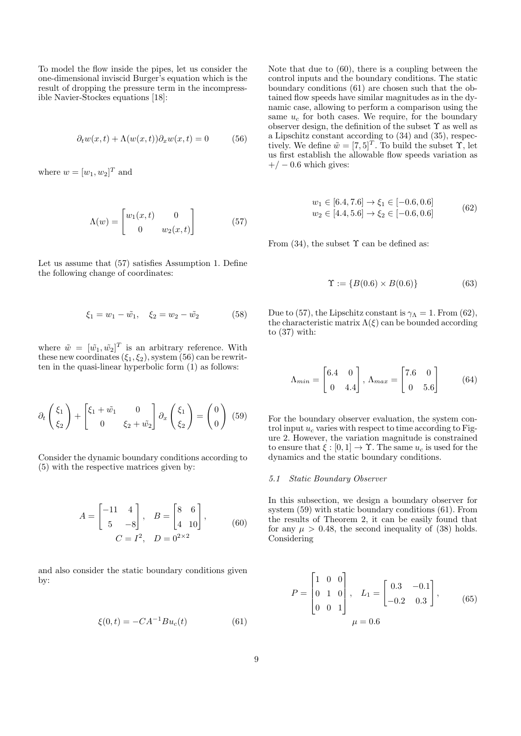To model the flow inside the pipes, let us consider the one-dimensional inviscid Burger's equation which is the result of dropping the pressure term in the incompressible Navier-Stockes equations [18]:

$$\partial_t w(x,t) + \Lambda(w(x,t))\partial_x w(x,t) = 0 \tag{56}$$

where $w = [w_1, w_2]^T$ and

$$\Lambda(w) = \begin{bmatrix} w_1(x,t) & 0 \\ 0 & w_2(x,t) \end{bmatrix} \tag{57}$$

Let us assume that (57) satisfies Assumption 1. Define the following change of coordinates:

$$\xi_1 = w_1 - \tilde{w_1}, \quad \xi_2 = w_2 - \tilde{w_2} \tag{58}$$

where $\tilde{w} = [\tilde{w_1}, \tilde{w_2}]^T$ is an arbitrary reference. With these new coordinates $(\xi_1, \xi_2)$, system (56) can be rewritten in the quasi-linear hyperbolic form (1) as follows:

$$\partial_t \begin{pmatrix} \xi_1 \\ \xi_2 \end{pmatrix} + \begin{bmatrix} \xi_1 + \tilde{w_1} & 0 \\ 0 & \xi_2 + \tilde{w_2} \end{bmatrix} \partial_x \begin{pmatrix} \xi_1 \\ \xi_2 \end{pmatrix} = \begin{pmatrix} 0 \\ 0 \end{pmatrix} \tag{59}$$

Consider the dynamic boundary conditions according to (5) with the respective matrices given by:

$$A = \begin{bmatrix} -11 & 4 \\ 5 & -8 \end{bmatrix}, \quad B = \begin{bmatrix} 8 & 6 \\ 4 & 10 \end{bmatrix}, \quad C = I^2, \quad D = 0^{2\times 2} \tag{60}$$

and also consider the static boundary conditions given by:

$$\xi(0,t) = -CA^{-1}Bu_c(t) \tag{61}$$

Note that due to (60), there is a coupling between the control inputs and the boundary conditions. The static boundary conditions (61) are chosen such that the obtained flow speeds have similar magnitudes as in the dynamic case, allowing to perform a comparison using the same $u_c$ for both cases. We require, for the boundary observer design, the definition of the subset $\Upsilon$ as well as a Lipschitz constant according to (34) and (35), respectively. We define $\tilde{w} = [7, 5]^T$. To build the subset $\Upsilon$, let us first establish the allowable flow speeds variation as $+/-0.6$ which gives:

$$\begin{aligned} w_1 &\in [6.4, 7.6] \to \xi_1 \in [-0.6, 0.6] \\ w_2 &\in [4.4, 5.6] \to \xi_2 \in [-0.6, 0.6] \end{aligned} \tag{62}$$

From (34), the subset $\Upsilon$ can be defined as:

$$\Upsilon := \{B(0.6) \times B(0.6)\} \tag{63}$$

Due to (57), the Lipschitz constant is $\gamma_\Lambda = 1$. From (62), the characteristic matrix $\Lambda(\xi)$ can be bounded according to (37) with:

$$\Lambda_{min} = \begin{bmatrix} 6.4 & 0 \\ 0 & 4.4 \end{bmatrix}, \; \Lambda_{max} = \begin{bmatrix} 7.6 & 0 \\ 0 & 5.6 \end{bmatrix} \tag{64}$$

For the boundary observer evaluation, the system control input $u_c$ varies with respect to time according to Figure 2. However, the variation magnitude is constrained to ensure that $\xi : [0,1] \to \Upsilon$. The same $u_c$ is used for the dynamics and the static boundary conditions.

### 5.1 Static Boundary Observer

In this subsection, we design a boundary observer for system (59) with static boundary conditions (61). From the results of Theorem 2, it can be easily found that for any $\mu > 0.48$, the second inequality of (38) holds. Considering

$$P = \begin{bmatrix} 1 & 0 & 0 \\ 0 & 1 & 0 \\ 0 & 0 & 1 \end{bmatrix}, \quad L_1 = \begin{bmatrix} 0.3 & -0.1 \\ -0.2 & 0.3 \end{bmatrix}, \quad \mu = 0.6 \tag{65}$$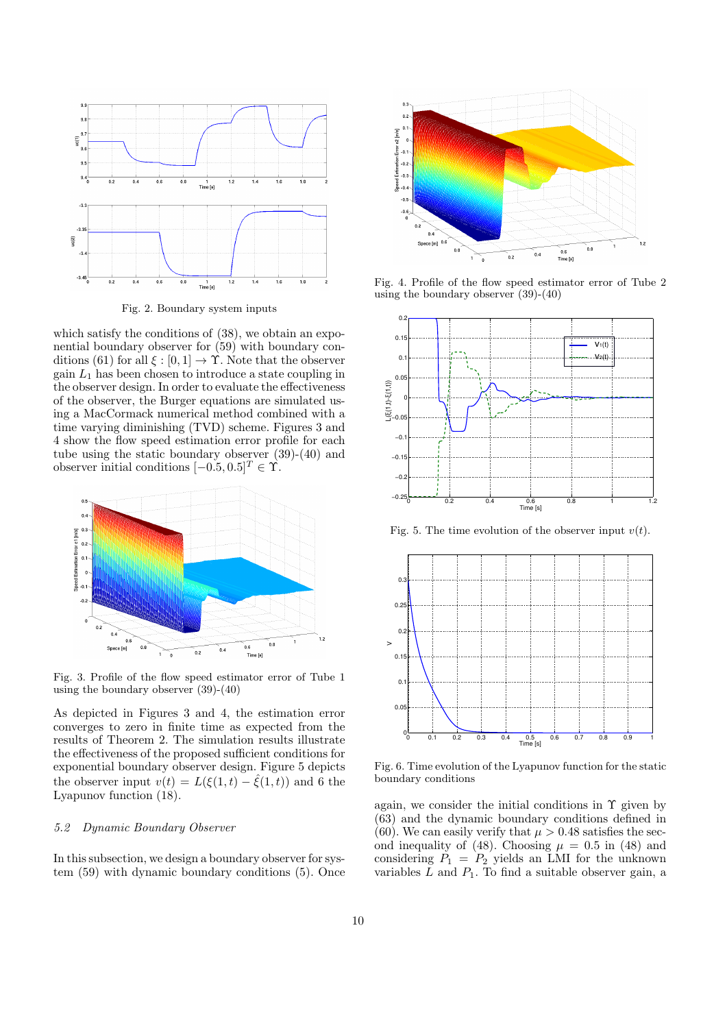Fig. 2. Boundary system inputs

which satisfy the conditions of (38), we obtain an exponential boundary observer for (59) with boundary conditions (61) for all $\xi : [0, 1] \to \Upsilon$. Note that the observer gain $L_1$ has been chosen to introduce a state coupling in the observer design. In order to evaluate the effectiveness of the observer, the Burger equations are simulated using a MacCormack numerical method combined with a time varying diminishing (TVD) scheme. Figures 3 and 4 show the flow speed estimation error profile for each tube using the static boundary observer (39)-(40) and observer initial conditions $[-0.5, 0.5]^T \in \Upsilon$.

Fig. 3. Profile of the flow speed estimator error of Tube 1 using the boundary observer (39)-(40)

As depicted in Figures 3 and 4, the estimation error converges to zero in finite time as expected from the results of Theorem 2. The simulation results illustrate the effectiveness of the proposed sufficient conditions for exponential boundary observer design. Figure 5 depicts the observer input $v(t) = L(\xi(1, t) - \hat{\xi}(1, t))$ and 6 the Lyapunov function (18).

### *5.2 Dynamic Boundary Observer*

In this subsection, we design a boundary observer for system (59) with dynamic boundary conditions (5). Once

Fig. 4. Profile of the flow speed estimator error of Tube 2 using the boundary observer (39)-(40)

Fig. 5. The time evolution of the observer input $v(t)$.

Fig. 6. Time evolution of the Lyapunov function for the static boundary conditions

again, we consider the initial conditions in $\Upsilon$ given by (63) and the dynamic boundary conditions defined in (60). We can easily verify that $\mu > 0.48$ satisfies the second inequality of (48). Choosing $\mu = 0.5$ in (48) and considering $P_1 = P_2$ yields an LMI for the unknown variables $L$ and $P_1$. To find a suitable observer gain, a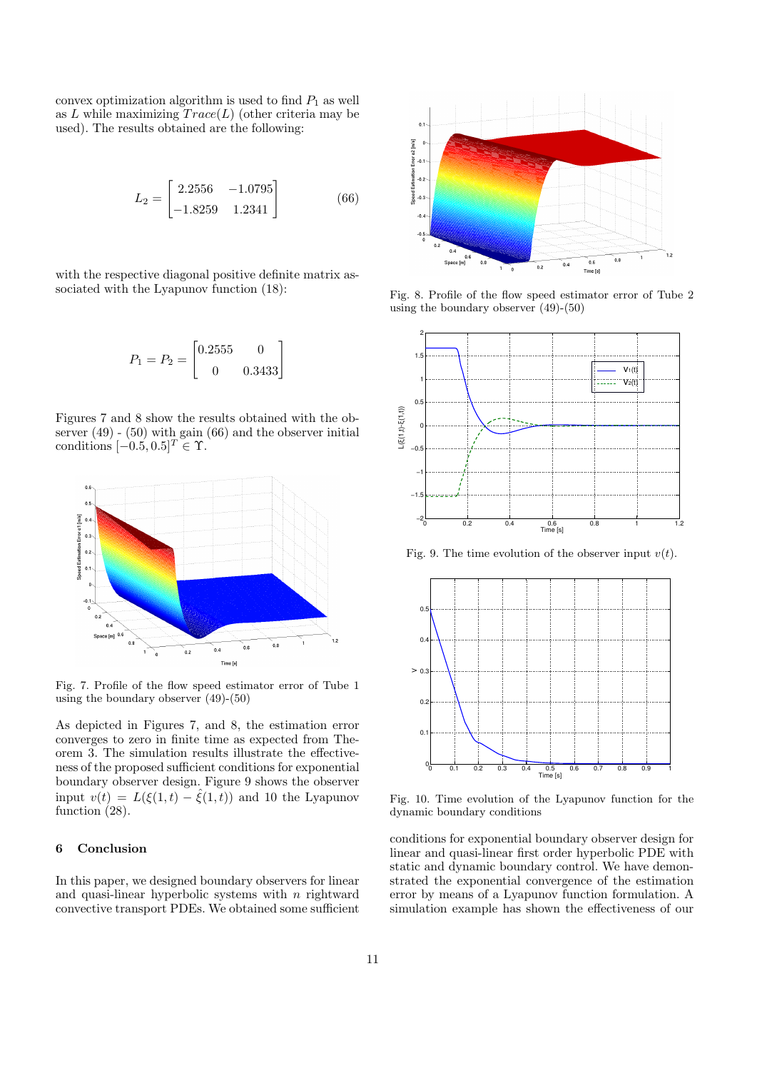convex optimization algorithm is used to find $P_1$ as well as $L$ while maximizing $Trace(L)$ (other criteria may be used). The results obtained are the following:

$$L_2 = \begin{bmatrix} 2.2556 & -1.0795 \\ -1.8259 & 1.2341 \end{bmatrix} \quad (66)$$

with the respective diagonal positive definite matrix associated with the Lyapunov function (18):

$$P_1 = P_2 = \begin{bmatrix} 0.2555 & 0 \\ 0 & 0.3433 \end{bmatrix}$$

Figures 7 and 8 show the results obtained with the observer (49) - (50) with gain (66) and the observer initial conditions $[-0.5, 0.5]^T \in \Upsilon$.

Fig. 7. Profile of the flow speed estimator error of Tube 1 using the boundary observer (49)-(50)

As depicted in Figures 7, and 8, the estimation error converges to zero in finite time as expected from Theorem 3. The simulation results illustrate the effectiveness of the proposed sufficient conditions for exponential boundary observer design. Figure 9 shows the observer input $v(t) = L(\xi(1,t) - \hat{\xi}(1,t))$ and 10 the Lyapunov function (28).

Fig. 8. Profile of the flow speed estimator error of Tube 2 using the boundary observer (49)-(50)

Fig. 9. The time evolution of the observer input $v(t)$.

Fig. 10. Time evolution of the Lyapunov function for the dynamic boundary conditions

## 6 Conclusion

In this paper, we designed boundary observers for linear and quasi-linear hyperbolic systems with $n$ rightward convective transport PDEs. We obtained some sufficient conditions for exponential boundary observer design for linear and quasi-linear first order hyperbolic PDE with static and dynamic boundary control. We have demonstrated the exponential convergence of the estimation error by means of a Lyapunov function formulation. A simulation example has shown the effectiveness of our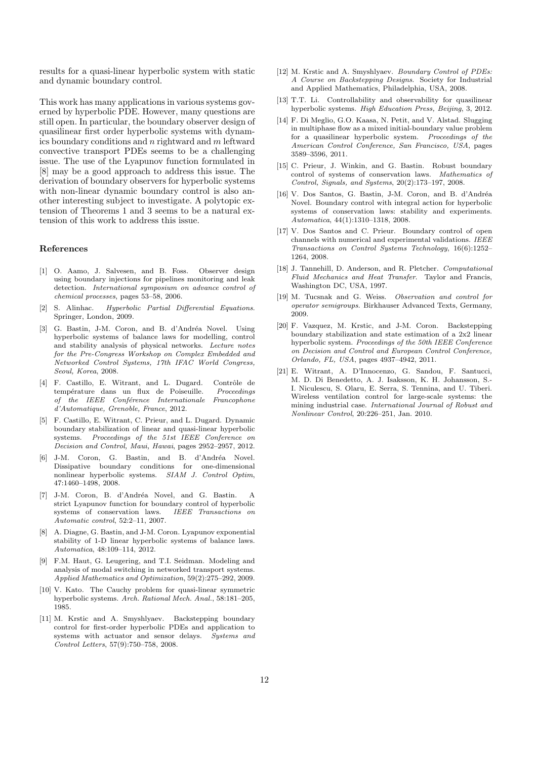results for a quasi-linear hyperbolic system with static and dynamic boundary control.

This work has many applications in various systems governed by hyperbolic PDE. However, many questions are still open. In particular, the boundary observer design of quasilinear first order hyperbolic systems with dynamics boundary conditions and $n$ rightward and $m$ leftward convective transport PDEs seems to be a challenging issue. The use of the Lyapunov function formulated in [8] may be a good approach to address this issue. The derivation of boundary observers for hyperbolic systems with non-linear dynamic boundary control is also another interesting subject to investigate. A polytopic extension of Theorems 1 and 3 seems to be a natural extension of this work to address this issue.

## References

[1] O. Aamo, J. Salvesen, and B. Foss. Observer design using boundary injections for pipelines monitoring and leak detection. *International symposium on advance control of chemical processes*, pages 53–58, 2006.

[2] S. Alinhac. *Hyperbolic Partial Differential Equations*. Springer, London, 2009.

[3] G. Bastin, J-M. Coron, and B. d'Andréa Novel. Using hyperbolic systems of balance laws for modelling, control and stability analysis of physical networks. *Lecture notes for the Pre-Congress Workshop on Complex Embedded and Networked Control Systems, 17th IFAC World Congress, Seoul, Korea*, 2008.

[4] F. Castillo, E. Witrant, and L. Dugard. Contrôle de température dans un flux de Poiseuille. *Proceedings of the IEEE Conférence Internationale Francophone d'Automatique, Grenoble, France*, 2012.

[5] F. Castillo, E. Witrant, C. Prieur, and L. Dugard. Dynamic boundary stabilization of linear and quasi-linear hyperbolic systems. *Proceedings of the 51st IEEE Conference on Decision and Control, Maui, Hawai*, pages 2952–2957, 2012.

[6] J-M. Coron, G. Bastin, and B. d'Andréa Novel. Dissipative boundary conditions for one-dimensional nonlinear hyperbolic systems. *SIAM J. Control Optim*, 47:1460–1498, 2008.

[7] J-M. Coron, B. d'Andréa Novel, and G. Bastin. A strict Lyapunov function for boundary control of hyperbolic systems of conservation laws. *IEEE Transactions on Automatic control*, 52:2–11, 2007.

[8] A. Diagne, G. Bastin, and J-M. Coron. Lyapunov exponential stability of 1-D linear hyperbolic systems of balance laws. *Automatica*, 48:109–114, 2012.

[9] F.M. Haut, G. Leugering, and T.I. Seidman. Modeling and analysis of modal switching in networked transport systems. *Applied Mathematics and Optimization*, 59(2):275–292, 2009.

[10] V. Kato. The Cauchy problem for quasi-linear symmetric hyperbolic systems. *Arch. Rational Mech. Anal.*, 58:181–205, 1985.

[11] M. Krstic and A. Smyshlyaev. Backstepping boundary control for first-order hyperbolic PDEs and application to systems with actuator and sensor delays. *Systems and Control Letters*, 57(9):750–758, 2008.

[12] M. Krstic and A. Smyshlyaev. *Boundary Control of PDEs: A Course on Backstepping Designs*. Society for Industrial and Applied Mathematics, Philadelphia, USA, 2008.

[13] T.T. Li. Controllability and observability for quasilinear hyperbolic systems. *High Education Press, Beijing*, 3, 2012.

[14] F. Di Meglio, G.O. Kaasa, N. Petit, and V. Alstad. Slugging in multiphase flow as a mixed initial-boundary value problem for a quasilinear hyperbolic system. *Proceedings of the American Control Conference, San Francisco, USA*, pages 3589–3596, 2011.

[15] C. Prieur, J. Winkin, and G. Bastin. Robust boundary control of systems of conservation laws. *Mathematics of Control, Signals, and Systems*, 20(2):173–197, 2008.

[16] V. Dos Santos, G. Bastin, J-M. Coron, and B. d'Andréa Novel. Boundary control with integral action for hyperbolic systems of conservation laws: stability and experiments. *Automatica*, 44(1):1310–1318, 2008.

[17] V. Dos Santos and C. Prieur. Boundary control of open channels with numerical and experimental validations. *IEEE Transactions on Control Systems Technology*, 16(6):1252–1264, 2008.

[18] J. Tannehill, D. Anderson, and R. Pletcher. *Computational Fluid Mechanics and Heat Transfer*. Taylor and Francis, Washington DC, USA, 1997.

[19] M. Tucsnak and G. Weiss. *Observation and control for operator semigroups*. Birkhauser Advanced Texts, Germany, 2009.

[20] F. Vazquez, M. Krstic, and J-M. Coron. Backstepping boundary stabilization and state estimation of a 2x2 linear hyperbolic system. *Proceedings of the 50th IEEE Conference on Decision and Control and European Control Conference, Orlando, FL, USA*, pages 4937–4942, 2011.

[21] E. Witrant, A. D'Innocenzo, G. Sandou, F. Santucci, M. D. Di Benedetto, A. J. Isaksson, K. H. Johansson, S.-I. Niculescu, S. Olaru, E. Serra, S. Tennina, and U. Tiberi. Wireless ventilation control for large-scale systems: the mining industrial case. *International Journal of Robust and Nonlinear Control*, 20:226–251, Jan. 2010.